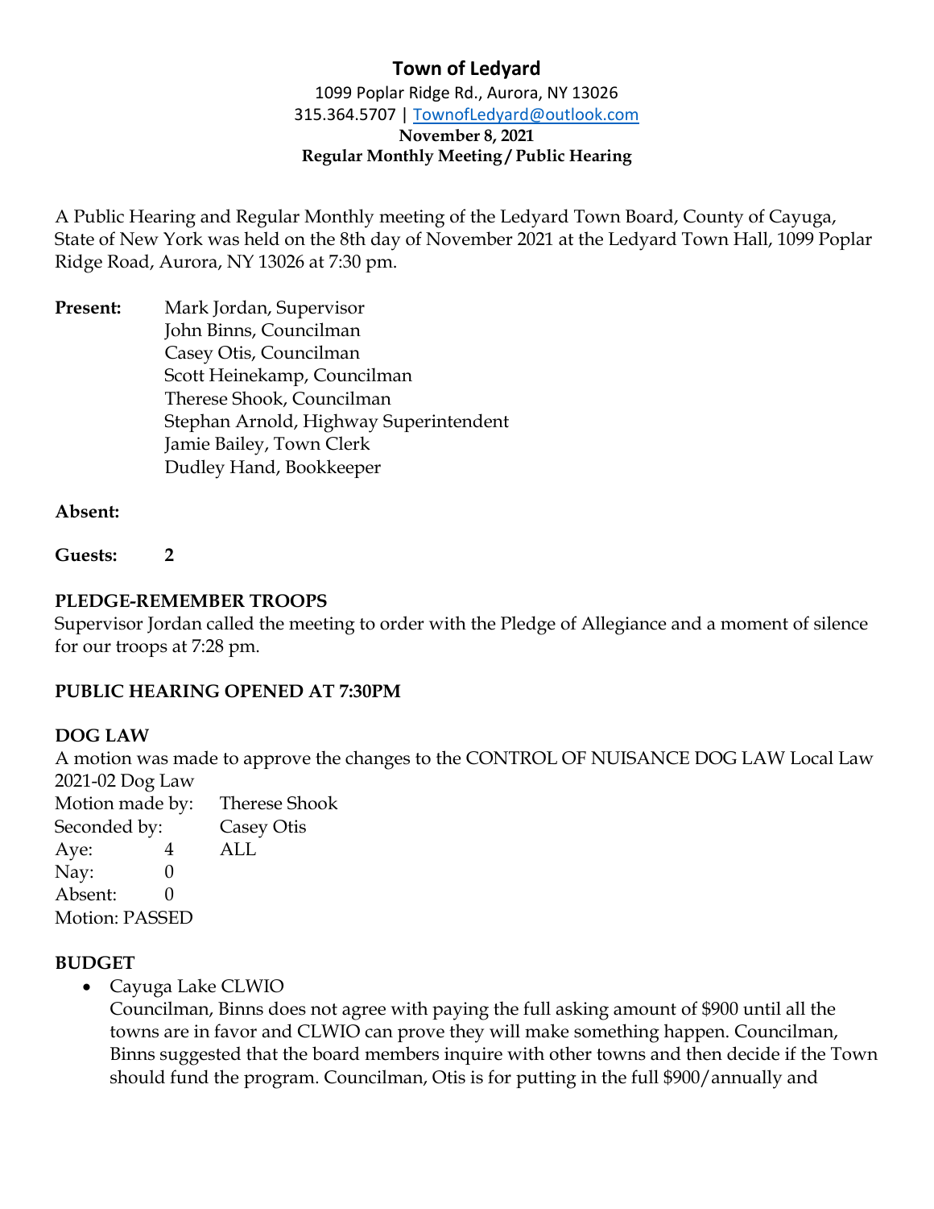# Town of Ledyard

1099 Poplar Ridge Rd., Aurora, NY 13026
315.364.5707 | TownofLedyard@outlook.com

**November 8, 2021**
**Regular Monthly Meeting / Public Hearing**

A Public Hearing and Regular Monthly meeting of the Ledyard Town Board, County of Cayuga, State of New York was held on the 8th day of November 2021 at the Ledyard Town Hall, 1099 Poplar Ridge Road, Aurora, NY 13026 at 7:30 pm.

**Present:** Mark Jordan, Supervisor
John Binns, Councilman
Casey Otis, Councilman
Scott Heinekamp, Councilman
Therese Shook, Councilman
Stephan Arnold, Highway Superintendent
Jamie Bailey, Town Clerk
Dudley Hand, Bookkeeper

**Absent:**

**Guests: 2**

**PLEDGE-REMEMBER TROOPS**

Supervisor Jordan called the meeting to order with the Pledge of Allegiance and a moment of silence for our troops at 7:28 pm.

**PUBLIC HEARING OPENED AT 7:30PM**

**DOG LAW**

A motion was made to approve the changes to the CONTROL OF NUISANCE DOG LAW Local Law 2021-02 Dog Law

Motion made by: Therese Shook
Seconded by: Casey Otis
Aye: 4 ALL
Nay: 0
Absent: 0
Motion: PASSED

**BUDGET**

- Cayuga Lake CLWIO
  Councilman, Binns does not agree with paying the full asking amount of $900 until all the towns are in favor and CLWIO can prove they will make something happen. Councilman, Binns suggested that the board members inquire with other towns and then decide if the Town should fund the program. Councilman, Otis is for putting in the full $900/annually and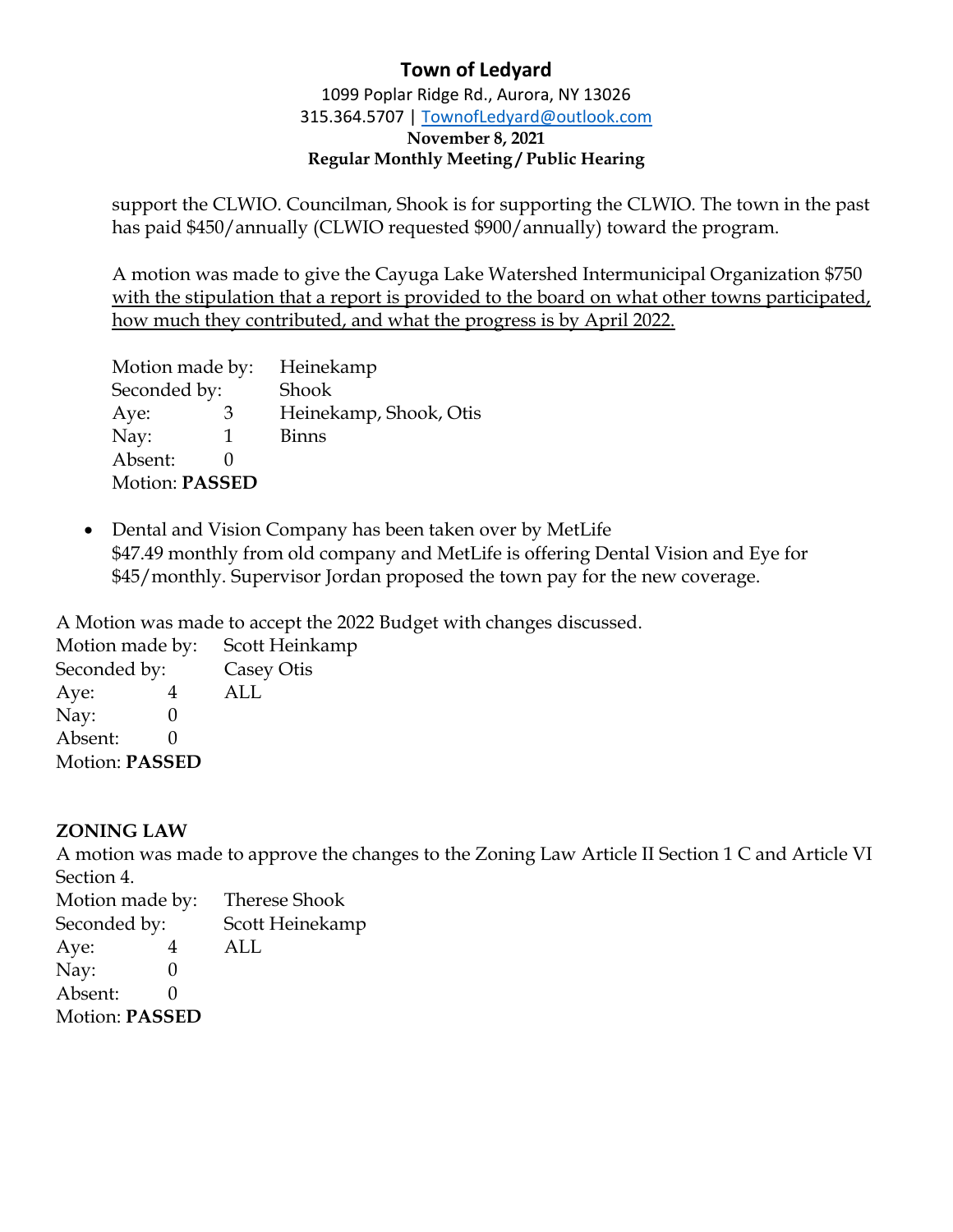support the CLWIO. Councilman, Shook is for supporting the CLWIO. The town in the past has paid $450/annually (CLWIO requested $900/annually) toward the program.

A motion was made to give the Cayuga Lake Watershed Intermunicipal Organization $750 <u>with the stipulation that a report is provided to the board on what other towns participated, how much they contributed, and what the progress is by April 2022.</u>

Motion made by: Heinekamp
Seconded by: Shook
Aye: 3 Heinekamp, Shook, Otis
Nay: 1 Binns
Absent: 0
Motion: **PASSED**

- Dental and Vision Company has been taken over by MetLife
  $47.49 monthly from old company and MetLife is offering Dental Vision and Eye for $45/monthly. Supervisor Jordan proposed the town pay for the new coverage.

A Motion was made to accept the 2022 Budget with changes discussed.
Motion made by: Scott Heinkamp
Seconded by: Casey Otis
Aye: 4 ALL
Nay: 0
Absent: 0
Motion: **PASSED**

**ZONING LAW**

A motion was made to approve the changes to the Zoning Law Article II Section 1 C and Article VI Section 4.
Motion made by: Therese Shook
Seconded by: Scott Heinekamp
Aye: 4 ALL
Nay: 0
Absent: 0
Motion: **PASSED**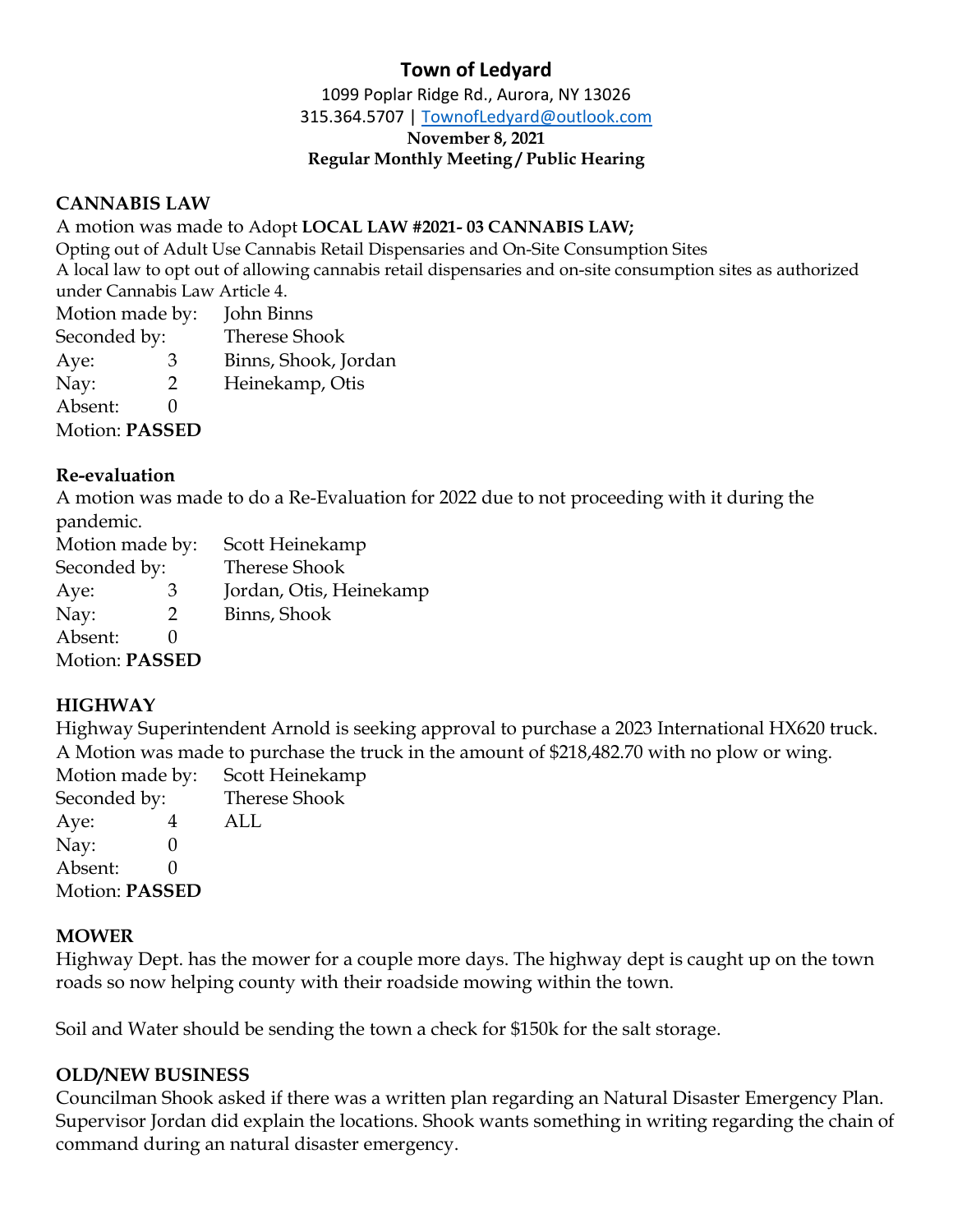# Town of Ledyard

1099 Poplar Ridge Rd., Aurora, NY 13026
315.364.5707 | TownofLedyard@outlook.com

**November 8, 2021**

**Regular Monthly Meeting / Public Hearing**

## CANNABIS LAW

A motion was made to Adopt **LOCAL LAW #2021- 03 CANNABIS LAW;**
Opting out of Adult Use Cannabis Retail Dispensaries and On-Site Consumption Sites
A local law to opt out of allowing cannabis retail dispensaries and on-site consumption sites as authorized under Cannabis Law Article 4.

Motion made by: John Binns
Seconded by: Therese Shook
Aye: 3 Binns, Shook, Jordan
Nay: 2 Heinekamp, Otis
Absent: 0
Motion: **PASSED**

## Re-evaluation

A motion was made to do a Re-Evaluation for 2022 due to not proceeding with it during the pandemic.

Motion made by: Scott Heinekamp
Seconded by: Therese Shook
Aye: 3 Jordan, Otis, Heinekamp
Nay: 2 Binns, Shook
Absent: 0
Motion: **PASSED**

## HIGHWAY

Highway Superintendent Arnold is seeking approval to purchase a 2023 International HX620 truck. A Motion was made to purchase the truck in the amount of $218,482.70 with no plow or wing.

Motion made by: Scott Heinekamp
Seconded by: Therese Shook
Aye: 4 ALL
Nay: 0
Absent: 0
Motion: **PASSED**

## MOWER

Highway Dept. has the mower for a couple more days. The highway dept is caught up on the town roads so now helping county with their roadside mowing within the town.

Soil and Water should be sending the town a check for $150k for the salt storage.

## OLD/NEW BUSINESS

Councilman Shook asked if there was a written plan regarding an Natural Disaster Emergency Plan. Supervisor Jordan did explain the locations. Shook wants something in writing regarding the chain of command during an natural disaster emergency.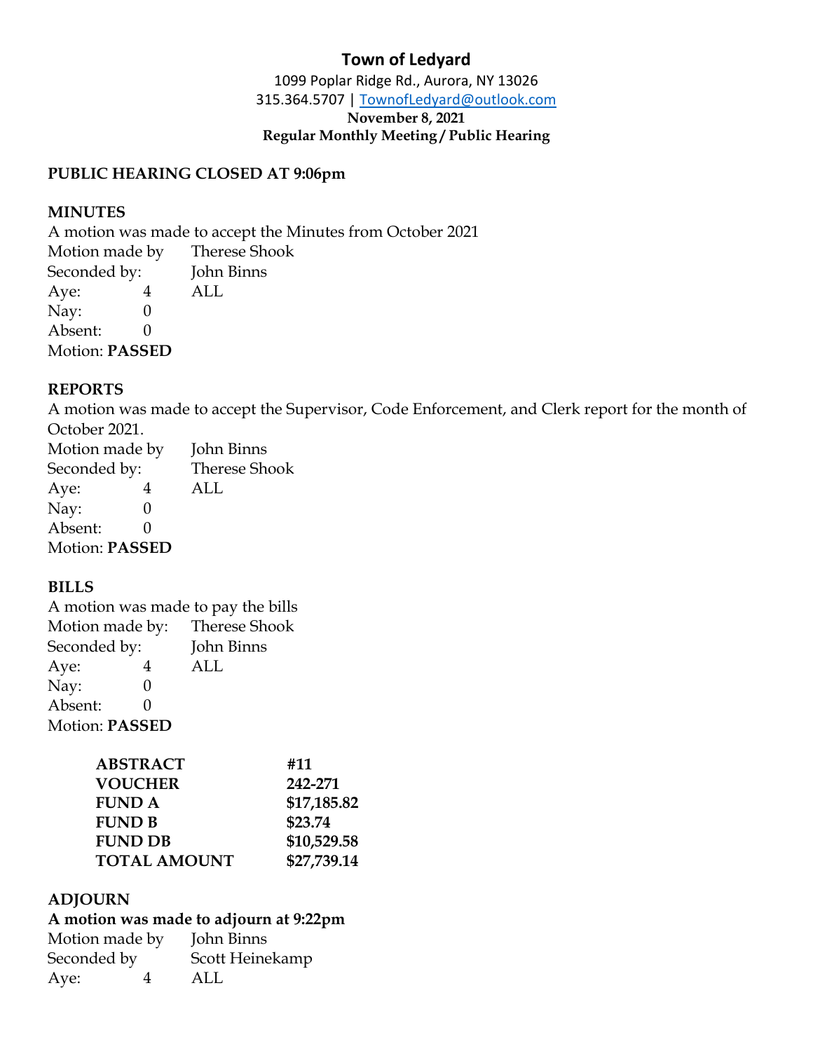**Town of Ledyard**

1099 Poplar Ridge Rd., Aurora, NY 13026
315.364.5707 | TownofLedyard@outlook.com

**November 8, 2021**

**Regular Monthly Meeting / Public Hearing**

**PUBLIC HEARING CLOSED AT 9:06pm**

**MINUTES**

A motion was made to accept the Minutes from October 2021

Motion made by Therese Shook
Seconded by: John Binns
Aye: 4 ALL
Nay: 0
Absent: 0
Motion: **PASSED**

**REPORTS**

A motion was made to accept the Supervisor, Code Enforcement, and Clerk report for the month of October 2021.

Motion made by John Binns
Seconded by: Therese Shook
Aye: 4 ALL
Nay: 0
Absent: 0
Motion: **PASSED**

**BILLS**

A motion was made to pay the bills

Motion made by: Therese Shook
Seconded by: John Binns
Aye: 4 ALL
Nay: 0
Absent: 0
Motion: **PASSED**

| | |
|---|---|
| **ABSTRACT** | **#11** |
| **VOUCHER** | **242-271** |
| **FUND A** | **$17,185.82** |
| **FUND B** | **$23.74** |
| **FUND DB** | **$10,529.58** |
| **TOTAL AMOUNT** | **$27,739.14** |

**ADJOURN**

**A motion was made to adjourn at 9:22pm**

Motion made by John Binns
Seconded by Scott Heinekamp
Aye: 4 ALL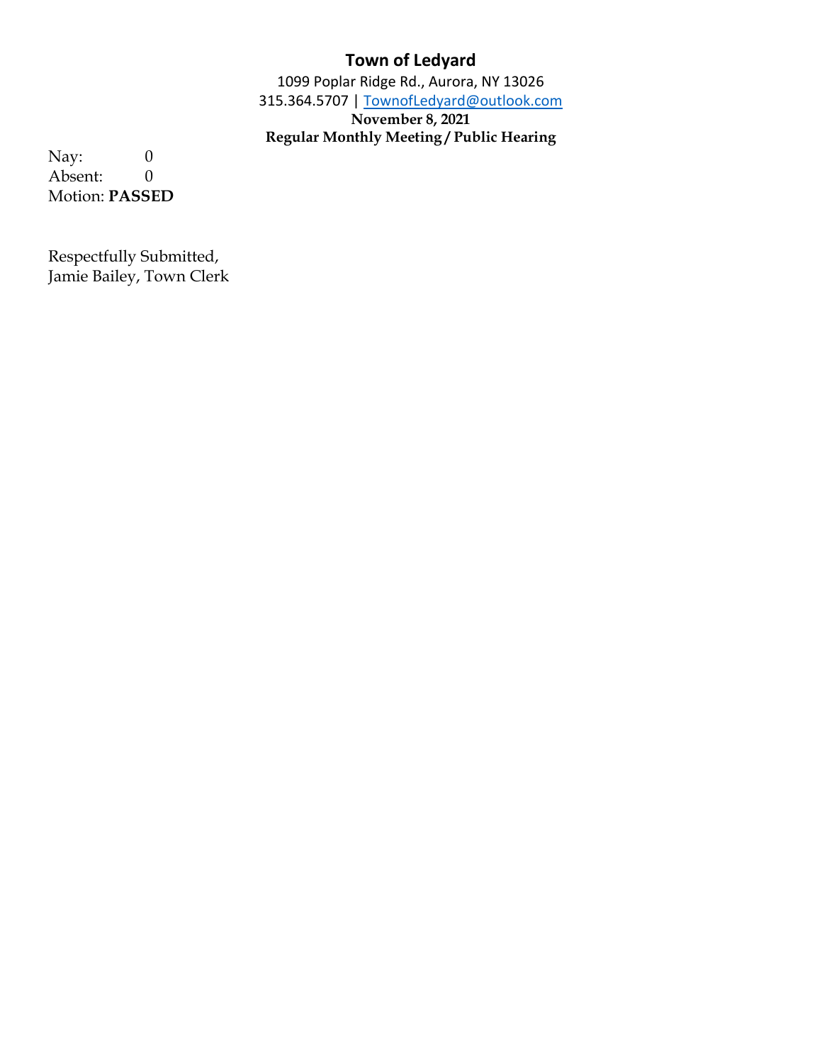Nay: 0
Absent: 0
Motion: **PASSED**

Respectfully Submitted,
Jamie Bailey, Town Clerk